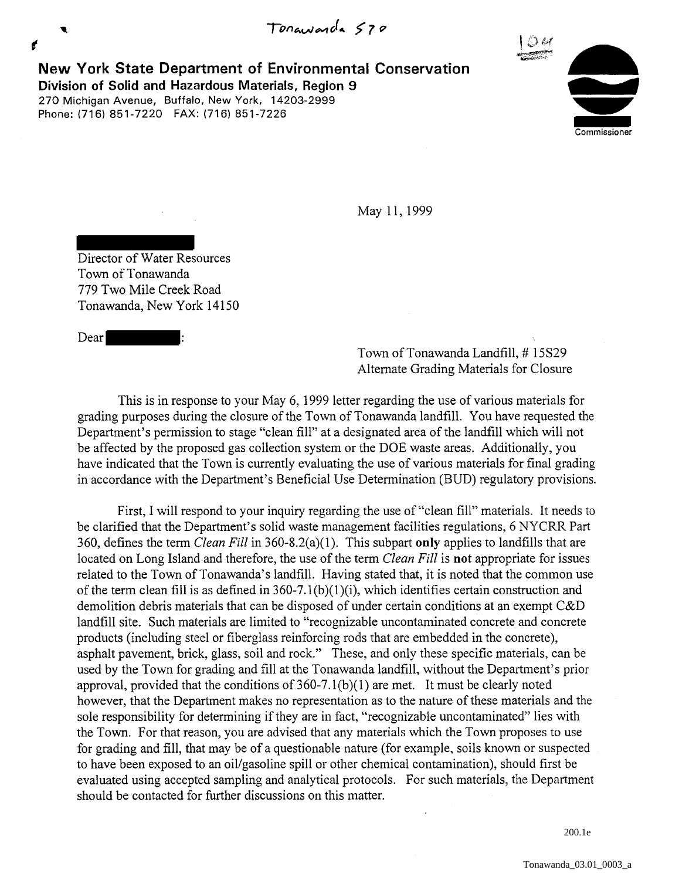Tonawanda 570

104

**New York State Department of Environmental Conservation**
**Division of Solid and Hazardous Materials, Region 9**
270 Michigan Avenue, Buffalo, New York, 14203-2999
Phone: (716) 851-7220 FAX: (716) 851-7226

Commissioner

May 11, 1999

Director of Water Resources
Town of Tonawanda
779 Two Mile Creek Road
Tonawanda, New York 14150

Dear :

Town of Tonawanda Landfill, # 15S29
Alternate Grading Materials for Closure

This is in response to your May 6, 1999 letter regarding the use of various materials for grading purposes during the closure of the Town of Tonawanda landfill. You have requested the Department's permission to stage "clean fill" at a designated area of the landfill which will not be affected by the proposed gas collection system or the DOE waste areas. Additionally, you have indicated that the Town is currently evaluating the use of various materials for final grading in accordance with the Department's Beneficial Use Determination (BUD) regulatory provisions.

First, I will respond to your inquiry regarding the use of "clean fill" materials. It needs to be clarified that the Department's solid waste management facilities regulations, 6 NYCRR Part 360, defines the term *Clean Fill* in 360-8.2(a)(1). This subpart **only** applies to landfills that are located on Long Island and therefore, the use of the term *Clean Fill* is **not** appropriate for issues related to the Town of Tonawanda's landfill. Having stated that, it is noted that the common use of the term clean fill is as defined in 360-7.1(b)(1)(i), which identifies certain construction and demolition debris materials that can be disposed of under certain conditions at an exempt C&D landfill site. Such materials are limited to "recognizable uncontaminated concrete and concrete products (including steel or fiberglass reinforcing rods that are embedded in the concrete), asphalt pavement, brick, glass, soil and rock." These, and only these specific materials, can be used by the Town for grading and fill at the Tonawanda landfill, without the Department's prior approval, provided that the conditions of 360-7.1(b)(1) are met. It must be clearly noted however, that the Department makes no representation as to the nature of these materials and the sole responsibility for determining if they are in fact, "recognizable uncontaminated" lies with the Town. For that reason, you are advised that any materials which the Town proposes to use for grading and fill, that may be of a questionable nature (for example, soils known or suspected to have been exposed to an oil/gasoline spill or other chemical contamination), should first be evaluated using accepted sampling and analytical protocols. For such materials, the Department should be contacted for further discussions on this matter.

200.1e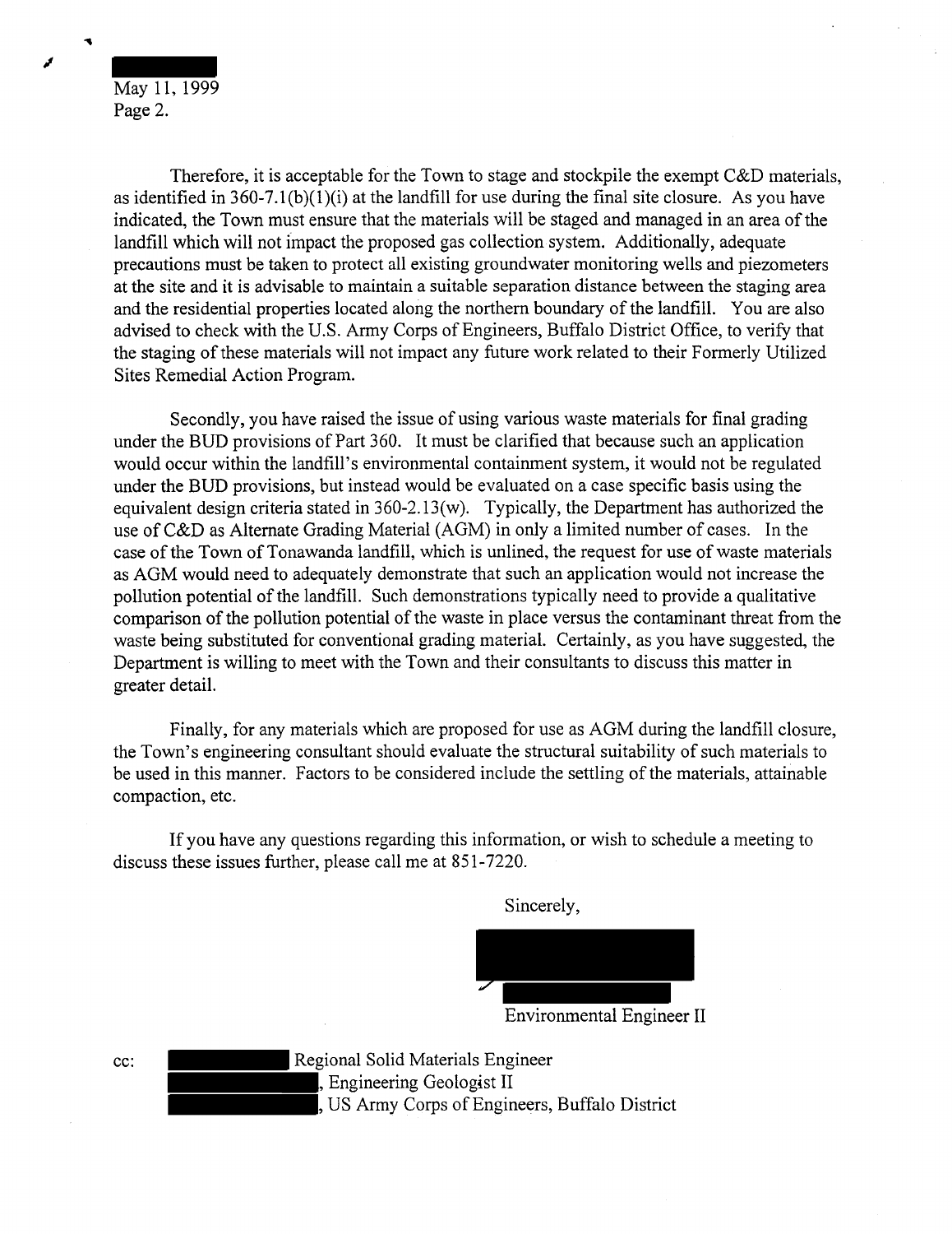Therefore, it is acceptable for the Town to stage and stockpile the exempt C&D materials, as identified in 360-7.1(b)(1)(i) at the landfill for use during the final site closure. As you have indicated, the Town must ensure that the materials will be staged and managed in an area of the landfill which will not impact the proposed gas collection system. Additionally, adequate precautions must be taken to protect all existing groundwater monitoring wells and piezometers at the site and it is advisable to maintain a suitable separation distance between the staging area and the residential properties located along the northern boundary of the landfill. You are also advised to check with the U.S. Army Corps of Engineers, Buffalo District Office, to verify that the staging of these materials will not impact any future work related to their Formerly Utilized Sites Remedial Action Program.

Secondly, you have raised the issue of using various waste materials for final grading under the BUD provisions of Part 360. It must be clarified that because such an application would occur within the landfill's environmental containment system, it would not be regulated under the BUD provisions, but instead would be evaluated on a case specific basis using the equivalent design criteria stated in 360-2.13(w). Typically, the Department has authorized the use of C&D as Alternate Grading Material (AGM) in only a limited number of cases. In the case of the Town of Tonawanda landfill, which is unlined, the request for use of waste materials as AGM would need to adequately demonstrate that such an application would not increase the pollution potential of the landfill. Such demonstrations typically need to provide a qualitative comparison of the pollution potential of the waste in place versus the contaminant threat from the waste being substituted for conventional grading material. Certainly, as you have suggested, the Department is willing to meet with the Town and their consultants to discuss this matter in greater detail.

Finally, for any materials which are proposed for use as AGM during the landfill closure, the Town's engineering consultant should evaluate the structural suitability of such materials to be used in this manner. Factors to be considered include the settling of the materials, attainable compaction, etc.

If you have any questions regarding this information, or wish to schedule a meeting to discuss these issues further, please call me at 851-7220.

Sincerely,

Environmental Engineer II

cc: Regional Solid Materials Engineer
, Engineering Geologist II
, US Army Corps of Engineers, Buffalo District